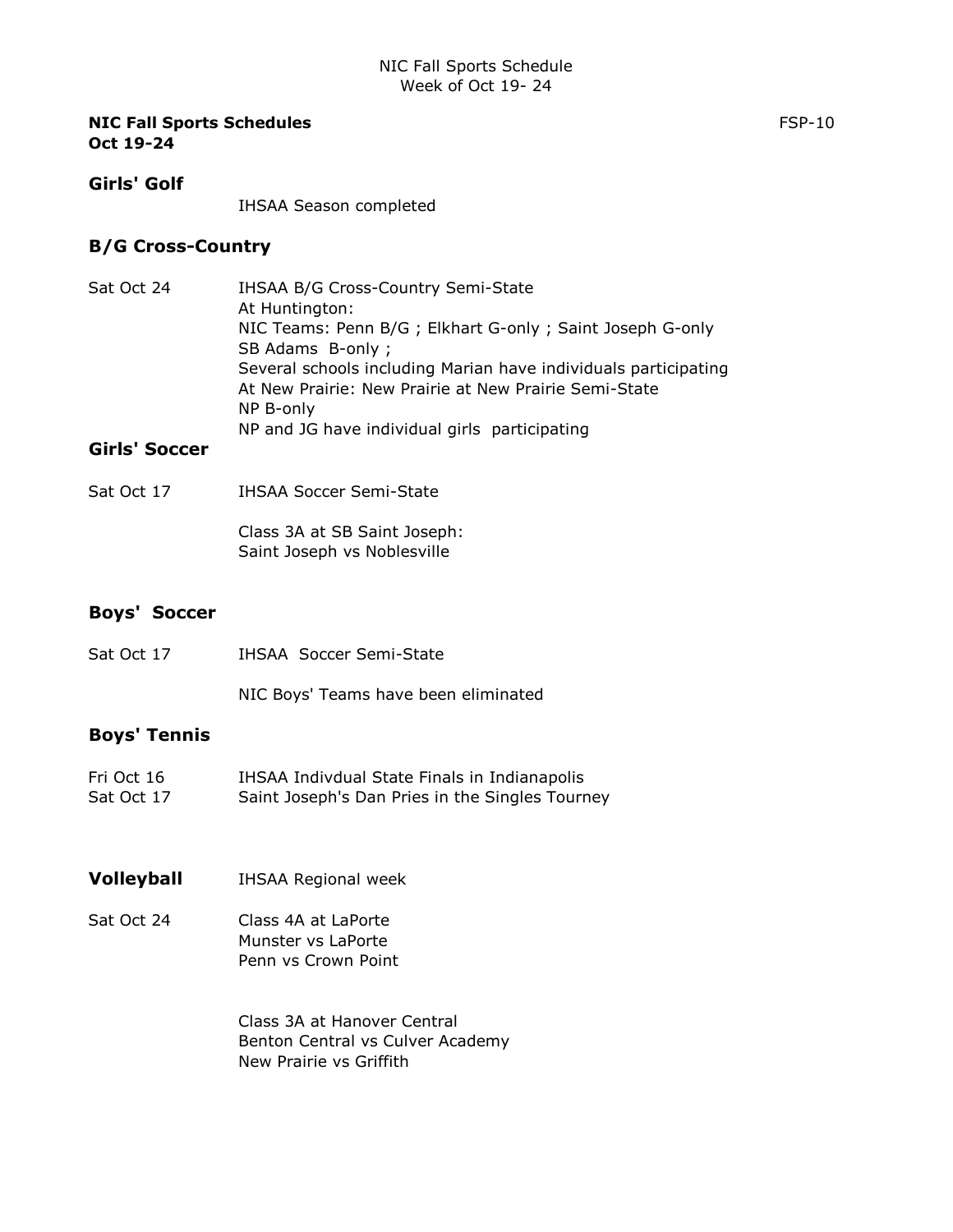NIC Fall Sports Schedule
Week of Oct 19- 24

**NIC Fall Sports Schedules** FSP-10
**Oct 19-24**

## Girls' Golf

IHSAA Season completed

## B/G Cross-Country

Sat Oct 24 IHSAA B/G Cross-Country Semi-State
At Huntington:
NIC Teams: Penn B/G ; Elkhart G-only ; Saint Joseph G-only
SB Adams B-only ;
Several schools including Marian have individuals participating
At New Prairie: New Prairie at New Prairie Semi-State
NP B-only
NP and JG have individual girls participating

## Girls' Soccer

Sat Oct 17 IHSAA Soccer Semi-State

Class 3A at SB Saint Joseph:
Saint Joseph vs Noblesville

## Boys' Soccer

Sat Oct 17 IHSAA Soccer Semi-State

NIC Boys' Teams have been eliminated

## Boys' Tennis

Fri Oct 16 IHSAA Indivdual State Finals in Indianapolis
Sat Oct 17 Saint Joseph's Dan Pries in the Singles Tourney

## Volleyball

IHSAA Regional week

Sat Oct 24 Class 4A at LaPorte
Munster vs LaPorte
Penn vs Crown Point

Class 3A at Hanover Central
Benton Central vs Culver Academy
New Prairie vs Griffith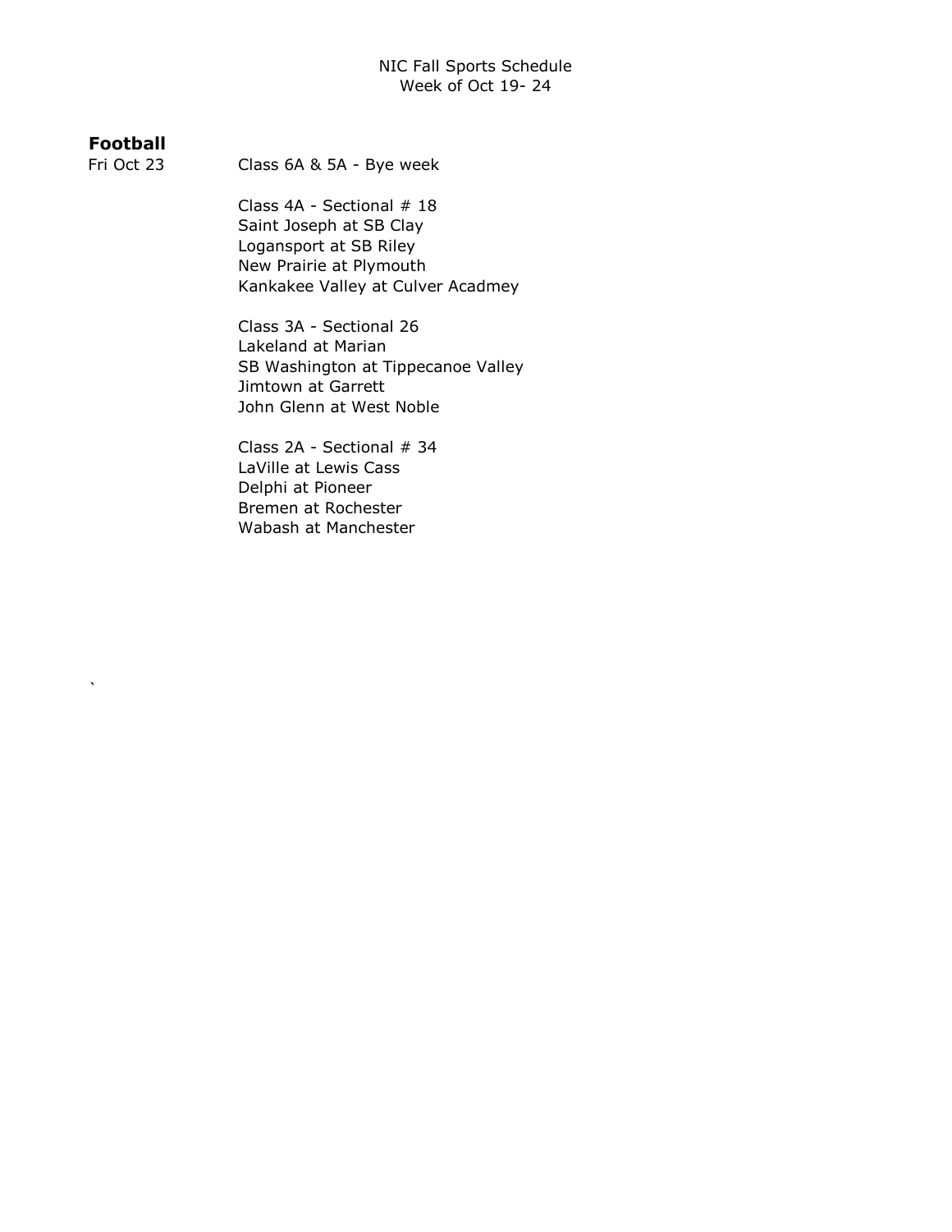NIC Fall Sports Schedule
Week of Oct 19- 24

## Football

Fri Oct 23 Class 6A & 5A - Bye week

Class 4A - Sectional # 18
Saint Joseph at SB Clay
Logansport at SB Riley
New Prairie at Plymouth
Kankakee Valley at Culver Acadmey

Class 3A - Sectional 26
Lakeland at Marian
SB Washington at Tippecanoe Valley
Jimtown at Garrett
John Glenn at West Noble

Class 2A - Sectional # 34
LaVille at Lewis Cass
Delphi at Pioneer
Bremen at Rochester
Wabash at Manchester

`